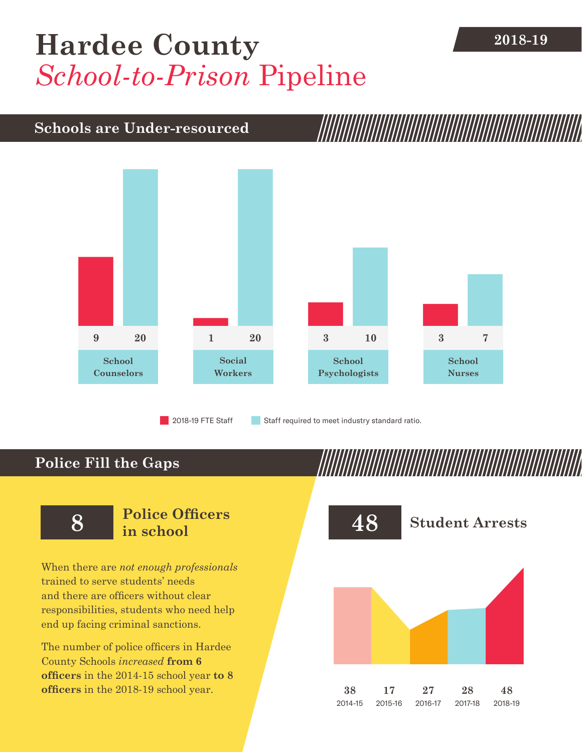# Hardee County *School-to-Prison* Pipeline

2018-19

## Schools are Under-resourced

9 20
School Counselors

1 20
Social Workers

3 10
School Psychologists

3 7
School Nurses

2018-19 FTE Staff
Staff required to meet industry standard ratio.

## Police Fill the Gaps

**8** **Police Officers in school**

When there are *not enough professionals* trained to serve students' needs and there are officers without clear responsibilities, students who need help end up facing criminal sanctions.

The number of police officers in Hardee County Schools *increased* **from 6 officers** in the 2014-15 school year **to 8 officers** in the 2018-19 school year.

**48** **Student Arrests**

38
2014-15

17
2015-16

27
2016-17

28
2017-18

48
2018-19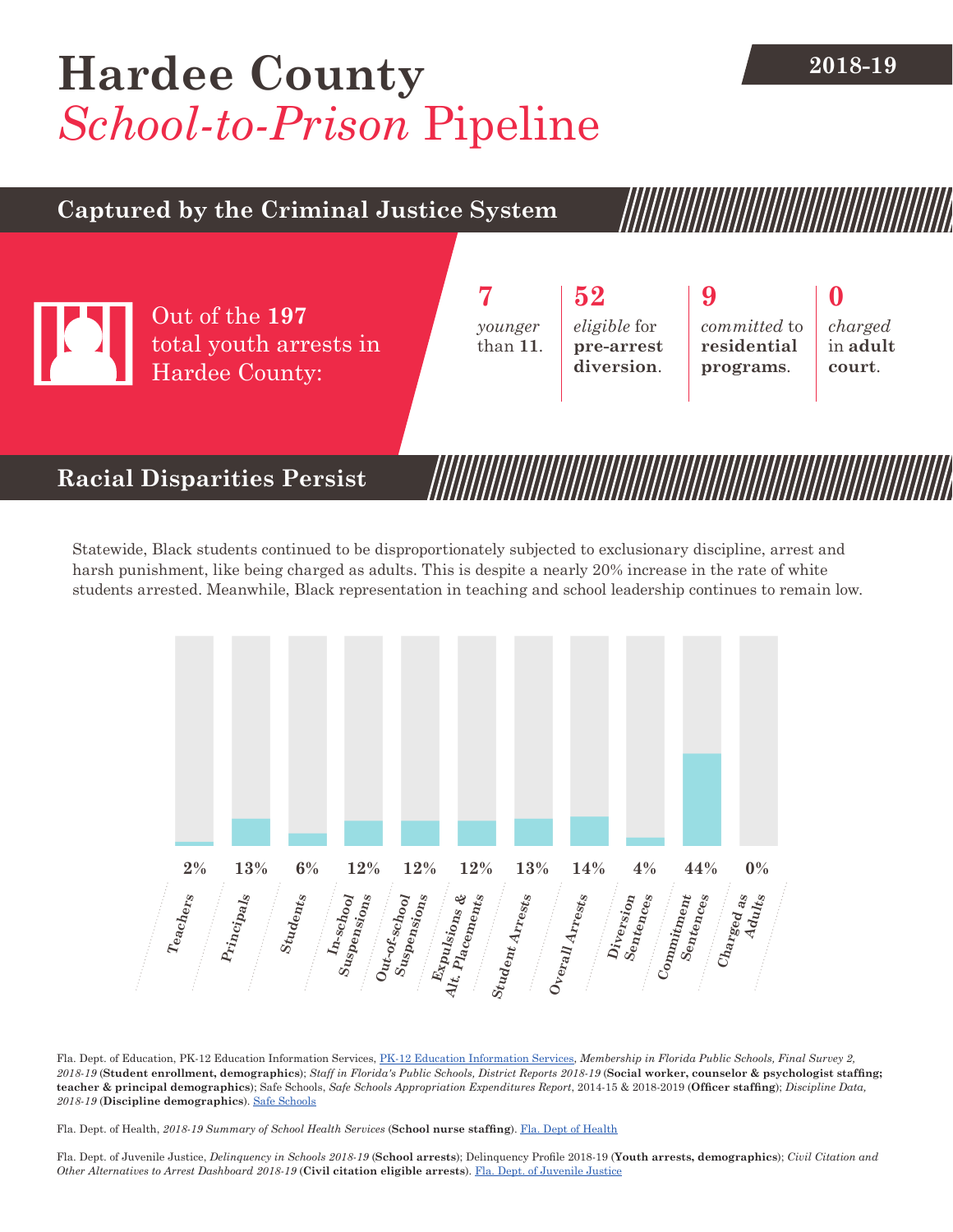# Hardee County *School-to-Prison* Pipeline

2018-19

## Captured by the Criminal Justice System

Out of the **197** total youth arrests in Hardee County:

**7** *younger* than **11**.

**52** *eligible* for **pre-arrest diversion**.

**9** *committed* to **residential programs**.

**0** *charged* in **adult court**.

## Racial Disparities Persist

Statewide, Black students continued to be disproportionately subjected to exclusionary discipline, arrest and harsh punishment, like being charged as adults. This is despite a nearly 20% increase in the rate of white students arrested. Meanwhile, Black representation in teaching and school leadership continues to remain low.

2% Teachers
13% Principals
6% Students
12% In-school Suspensions
12% Out-of-school Suspensions
12% Expulsions & Alt. Placements
13% Student Arrests
14% Overall Arrests
4% Diversion Sentences
44% Commitment Sentences
0% Charged as Adults

Fla. Dept. of Education, PK-12 Education Information Services, PK-12 Education Information Services, *Membership in Florida Public Schools, Final Survey 2, 2018-19* (**Student enrollment, demographics**); *Staff in Florida's Public Schools, District Reports 2018-19* (**Social worker, counselor & psychologist staffing; teacher & principal demographics**); Safe Schools, *Safe Schools Appropriation Expenditures Report*, 2014-15 & 2018-2019 (**Officer staffing**); *Discipline Data, 2018-19* (**Discipline demographics**). Safe Schools

Fla. Dept. of Health, *2018-19 Summary of School Health Services* (**School nurse staffing**). Fla. Dept of Health

Fla. Dept. of Juvenile Justice, *Delinquency in Schools 2018-19* (**School arrests**); Delinquency Profile 2018-19 (**Youth arrests, demographics**); *Civil Citation and Other Alternatives to Arrest Dashboard 2018-19* (**Civil citation eligible arrests**). Fla. Dept. of Juvenile Justice